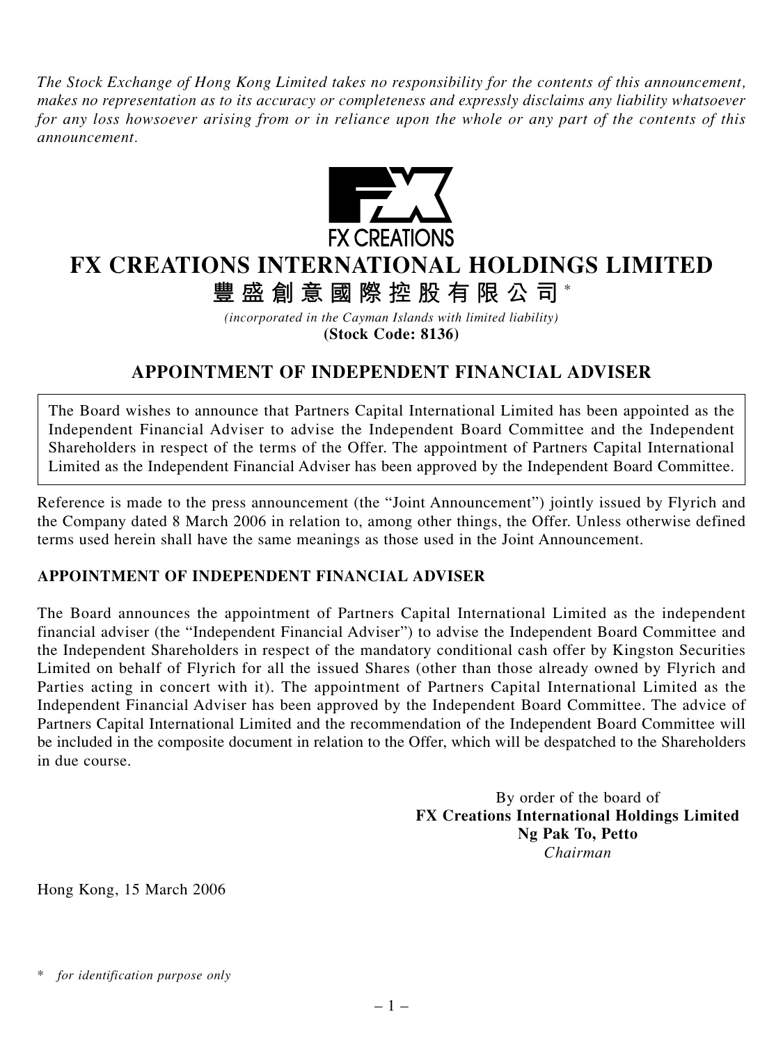*The Stock Exchange of Hong Kong Limited takes no responsibility for the contents of this announcement, makes no representation as to its accuracy or completeness and expressly disclaims any liability whatsoever for any loss howsoever arising from or in reliance upon the whole or any part of the contents of this announcement.*

FX CREATIONS

# FX CREATIONS INTERNATIONAL HOLDINGS LIMITED

# 豐盛創意國際控股有限公司*

*(incorporated in the Cayman Islands with limited liability)*

**(Stock Code: 8136)**

## APPOINTMENT OF INDEPENDENT FINANCIAL ADVISER

The Board wishes to announce that Partners Capital International Limited has been appointed as the Independent Financial Adviser to advise the Independent Board Committee and the Independent Shareholders in respect of the terms of the Offer. The appointment of Partners Capital International Limited as the Independent Financial Adviser has been approved by the Independent Board Committee.

Reference is made to the press announcement (the "Joint Announcement") jointly issued by Flyrich and the Company dated 8 March 2006 in relation to, among other things, the Offer. Unless otherwise defined terms used herein shall have the same meanings as those used in the Joint Announcement.

### APPOINTMENT OF INDEPENDENT FINANCIAL ADVISER

The Board announces the appointment of Partners Capital International Limited as the independent financial adviser (the "Independent Financial Adviser") to advise the Independent Board Committee and the Independent Shareholders in respect of the mandatory conditional cash offer by Kingston Securities Limited on behalf of Flyrich for all the issued Shares (other than those already owned by Flyrich and Parties acting in concert with it). The appointment of Partners Capital International Limited as the Independent Financial Adviser has been approved by the Independent Board Committee. The advice of Partners Capital International Limited and the recommendation of the Independent Board Committee will be included in the composite document in relation to the Offer, which will be despatched to the Shareholders in due course.

By order of the board of
**FX Creations International Holdings Limited**
**Ng Pak To, Petto**
*Chairman*

Hong Kong, 15 March 2006

\* *for identification purpose only*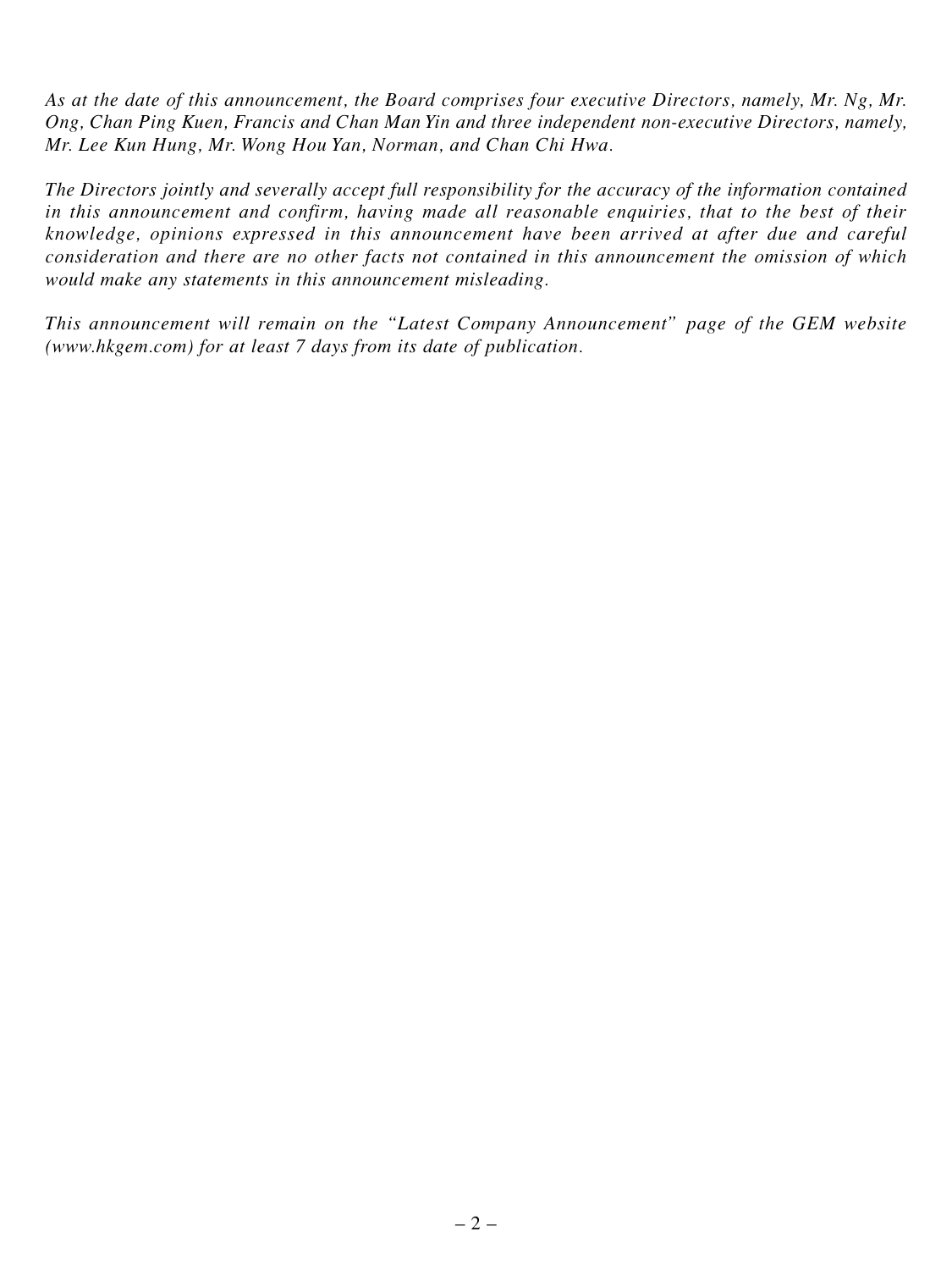*As at the date of this announcement, the Board comprises four executive Directors, namely, Mr. Ng, Mr. Ong, Chan Ping Kuen, Francis and Chan Man Yin and three independent non-executive Directors, namely, Mr. Lee Kun Hung, Mr. Wong Hou Yan, Norman, and Chan Chi Hwa.*

*The Directors jointly and severally accept full responsibility for the accuracy of the information contained in this announcement and confirm, having made all reasonable enquiries, that to the best of their knowledge, opinions expressed in this announcement have been arrived at after due and careful consideration and there are no other facts not contained in this announcement the omission of which would make any statements in this announcement misleading.*

*This announcement will remain on the "Latest Company Announcement" page of the GEM website (www.hkgem.com) for at least 7 days from its date of publication.*